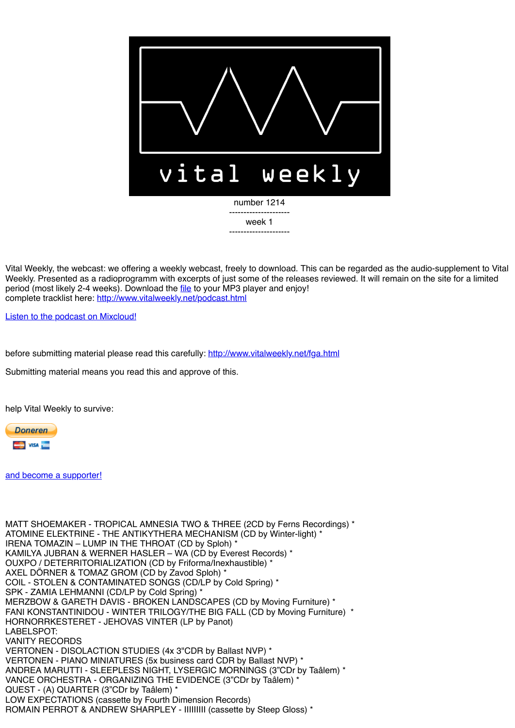vital weekly

number 1214

---------------------

week 1

---------------------

Vital Weekly, the webcast: we offering a weekly webcast, freely to download. This can be regarded as the audio-supplement to Vital Weekly. Presented as a radioprogramm with excerpts of just some of the releases reviewed. It will remain on the site for a limited period (most likely 2-4 weeks). Download the file to your MP3 player and enjoy!
complete tracklist here: http://www.vitalweekly.net/podcast.html

Listen to the podcast on Mixcloud!

before submitting material please read this carefully: http://www.vitalweekly.net/fga.html

Submitting material means you read this and approve of this.

help Vital Weekly to survive:

Doneren

and become a supporter!

MATT SHOEMAKER - TROPICAL AMNESIA TWO & THREE (2CD by Ferns Recordings) *
ATOMINE ELEKTRINE - THE ANTIKYTHERA MECHANISM (CD by Winter-light) *
IRENA TOMAZIN – LUMP IN THE THROAT (CD by Sploh) *
KAMILYA JUBRAN & WERNER HASLER – WA (CD by Everest Records) *
OUXPO / DETERRITORIALIZATION (CD by Friforma/Inexhaustible) *
AXEL DÖRNER & TOMAZ GROM (CD by Zavod Sploh) *
COIL - STOLEN & CONTAMINATED SONGS (CD/LP by Cold Spring) *
SPK - ZAMIA LEHMANNI (CD/LP by Cold Spring) *
MERZBOW & GARETH DAVIS - BROKEN LANDSCAPES (CD by Moving Furniture) *
FANI KONSTANTINIDOU - WINTER TRILOGY/THE BIG FALL (CD by Moving Furniture) *
HORNORRKESTERET - JEHOVAS VINTER (LP by Panot)
LABELSPOT:
VANITY RECORDS
VERTONEN - DISOLACTION STUDIES (4x 3"CDR by Ballast NVP) *
VERTONEN - PIANO MINIATURES (5x business card CDR by Ballast NVP) *
ANDREA MARUTTI - SLEEPLESS NIGHT, LYSERGIC MORNINGS (3"CDr by Taâlem) *
VANCE ORCHESTRA - ORGANIZING THE EVIDENCE (3"CDr by Taâlem) *
QUEST - (A) QUARTER (3"CDr by Taâlem) *
LOW EXPECTATIONS (cassette by Fourth Dimension Records)
ROMAIN PERROT & ANDREW SHARPLEY - IIIIIIIII (cassette by Steep Gloss) *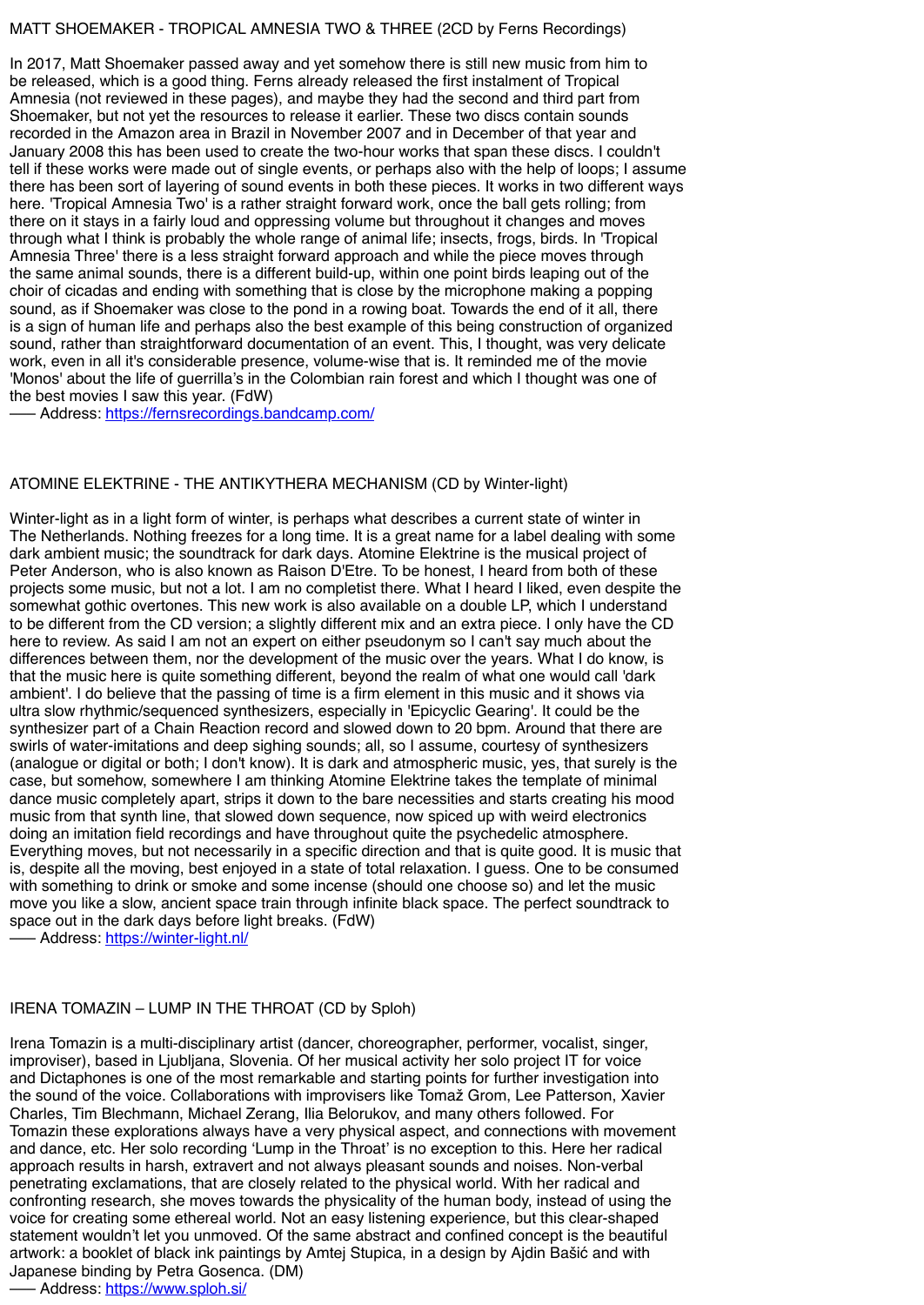MATT SHOEMAKER - TROPICAL AMNESIA TWO & THREE (2CD by Ferns Recordings)

In 2017, Matt Shoemaker passed away and yet somehow there is still new music from him to be released, which is a good thing. Ferns already released the first instalment of Tropical Amnesia (not reviewed in these pages), and maybe they had the second and third part from Shoemaker, but not yet the resources to release it earlier. These two discs contain sounds recorded in the Amazon area in Brazil in November 2007 and in December of that year and January 2008 this has been used to create the two-hour works that span these discs. I couldn't tell if these works were made out of single events, or perhaps also with the help of loops; I assume there has been sort of layering of sound events in both these pieces. It works in two different ways here. 'Tropical Amnesia Two' is a rather straight forward work, once the ball gets rolling; from there on it stays in a fairly loud and oppressing volume but throughout it changes and moves through what I think is probably the whole range of animal life; insects, frogs, birds. In 'Tropical Amnesia Three' there is a less straight forward approach and while the piece moves through the same animal sounds, there is a different build-up, within one point birds leaping out of the choir of cicadas and ending with something that is close by the microphone making a popping sound, as if Shoemaker was close to the pond in a rowing boat. Towards the end of it all, there is a sign of human life and perhaps also the best example of this being construction of organized sound, rather than straightforward documentation of an event. This, I thought, was very delicate work, even in all it's considerable presence, volume-wise that is. It reminded me of the movie 'Monos' about the life of guerrilla's in the Colombian rain forest and which I thought was one of the best movies I saw this year. (FdW)
––– Address: https://fernsrecordings.bandcamp.com/

ATOMINE ELEKTRINE - THE ANTIKYTHERA MECHANISM (CD by Winter-light)

Winter-light as in a light form of winter, is perhaps what describes a current state of winter in The Netherlands. Nothing freezes for a long time. It is a great name for a label dealing with some dark ambient music; the soundtrack for dark days. Atomine Elektrine is the musical project of Peter Anderson, who is also known as Raison D'Etre. To be honest, I heard from both of these projects some music, but not a lot. I am no completist there. What I heard I liked, even despite the somewhat gothic overtones. This new work is also available on a double LP, which I understand to be different from the CD version; a slightly different mix and an extra piece. I only have the CD here to review. As said I am not an expert on either pseudonym so I can't say much about the differences between them, nor the development of the music over the years. What I do know, is that the music here is quite something different, beyond the realm of what one would call 'dark ambient'. I do believe that the passing of time is a firm element in this music and it shows via ultra slow rhythmic/sequenced synthesizers, especially in 'Epicyclic Gearing'. It could be the synthesizer part of a Chain Reaction record and slowed down to 20 bpm. Around that there are swirls of water-imitations and deep sighing sounds; all, so I assume, courtesy of synthesizers (analogue or digital or both; I don't know). It is dark and atmospheric music, yes, that surely is the case, but somehow, somewhere I am thinking Atomine Elektrine takes the template of minimal dance music completely apart, strips it down to the bare necessities and starts creating his mood music from that synth line, that slowed down sequence, now spiced up with weird electronics doing an imitation field recordings and have throughout quite the psychedelic atmosphere. Everything moves, but not necessarily in a specific direction and that is quite good. It is music that is, despite all the moving, best enjoyed in a state of total relaxation. I guess. One to be consumed with something to drink or smoke and some incense (should one choose so) and let the music move you like a slow, ancient space train through infinite black space. The perfect soundtrack to space out in the dark days before light breaks. (FdW)
––– Address: https://winter-light.nl/

IRENA TOMAZIN – LUMP IN THE THROAT (CD by Sploh)

Irena Tomazin is a multi-disciplinary artist (dancer, choreographer, performer, vocalist, singer, improviser), based in Ljubljana, Slovenia. Of her musical activity her solo project IT for voice and Dictaphones is one of the most remarkable and starting points for further investigation into the sound of the voice. Collaborations with improvisers like Tomaž Grom, Lee Patterson, Xavier Charles, Tim Blechmann, Michael Zerang, Ilia Belorukov, and many others followed. For Tomazin these explorations always have a very physical aspect, and connections with movement and dance, etc. Her solo recording 'Lump in the Throat' is no exception to this. Here her radical approach results in harsh, extravert and not always pleasant sounds and noises. Non-verbal penetrating exclamations, that are closely related to the physical world. With her radical and confronting research, she moves towards the physicality of the human body, instead of using the voice for creating some ethereal world. Not an easy listening experience, but this clear-shaped statement wouldn't let you unmoved. Of the same abstract and confined concept is the beautiful artwork: a booklet of black ink paintings by Amtej Stupica, in a design by Ajdin Bašić and with Japanese binding by Petra Gosenca. (DM)
––– Address: https://www.sploh.si/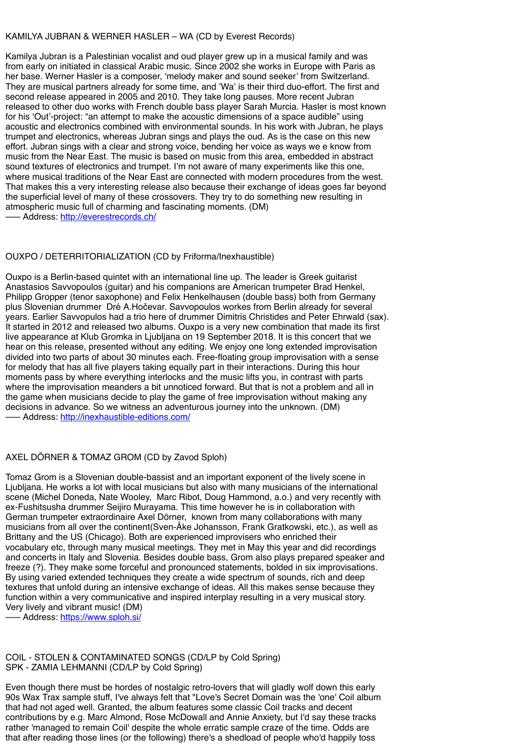KAMILYA JUBRAN & WERNER HASLER – WA (CD by Everest Records)

Kamilya Jubran is a Palestinian vocalist and oud player grew up in a musical family and was from early on initiated in classical Arabic music. Since 2002 she works in Europe with Paris as her base. Werner Hasler is a composer, 'melody maker and sound seeker' from Switzerland. They are musical partners already for some time, and 'Wa' is their third duo-effort. The first and second release appeared in 2005 and 2010. They take long pauses. More recent Jubran released to other duo works with French double bass player Sarah Murcia. Hasler is most known for his 'Out'-project: "an attempt to make the acoustic dimensions of a space audible" using acoustic and electronics combined with environmental sounds. In his work with Jubran, he plays trumpet and electronics, whereas Jubran sings and plays the oud. As is the case on this new effort. Jubran sings with a clear and strong voice, bending her voice as ways we e know from music from the Near East. The music is based on music from this area, embedded in abstract sound textures of electronics and trumpet. I'm not aware of many experiments like this one, where musical traditions of the Near East are connected with modern procedures from the west. That makes this a very interesting release also because their exchange of ideas goes far beyond the superficial level of many of these crossovers. They try to do something new resulting in atmospheric music full of charming and fascinating moments. (DM)
––– Address: [http://everestrecords.ch/](http://everestrecords.ch/)

OUXPO / DETERRITORIALIZATION (CD by Friforma/Inexhaustible)

Ouxpo is a Berlin-based quintet with an international line up. The leader is Greek guitarist Anastasios Savvopoulos (guitar) and his companions are American trumpeter Brad Henkel, Philipp Gropper (tenor saxophone) and Felix Henkelhausen (double bass) both from Germany plus Slovenian drummer  Dré A.Hočevar. Savvopoulos workes from Berlin already for several years. Earlier Savvopulos had a trio here of drummer Dimitris Christides and Peter Ehrwald (sax). It started in 2012 and released two albums. Ouxpo is a very new combination that made its first live appearance at Klub Gromka in Ljubljana on 19 September 2018. It is this concert that we hear on this release, presented without any editing. We enjoy one long extended improvisation divided into two parts of about 30 minutes each. Free-floating group improvisation with a sense for melody that has all five players taking equally part in their interactions. During this hour moments pass by where everything interlocks and the music lifts you, in contrast with parts where the improvisation meanders a bit unnoticed forward. But that is not a problem and all in the game when musicians decide to play the game of free improvisation without making any decisions in advance. So we witness an adventurous journey into the unknown. (DM)
––– Address: [http://inexhaustible-editions.com/](http://inexhaustible-editions.com/)

AXEL DÖRNER & TOMAZ GROM (CD by Zavod Sploh)

Tomaz Grom is a Slovenian double-bassist and an important exponent of the lively scene in Ljubljana. He works a lot with local musicians but also with many musicians of the international scene (Michel Doneda, Nate Wooley,  Marc Ribot, Doug Hammond, a.o.) and very recently with ex-Fushitsusha drummer Seijiro Murayama. This time however he is in collaboration with German trumpeter extraordinaire Axel Dörner,  known from many collaborations with many musicians from all over the continent(Sven-Åke Johansson, Frank Gratkowski, etc.), as well as Brittany and the US (Chicago). Both are experienced improvisers who enriched their vocabulary etc, through many musical meetings. They met in May this year and did recordings and concerts in Italy and Slovenia. Besides double bass, Grom also plays prepared speaker and freeze (?). They make some forceful and pronounced statements, bolded in six improvisations. By using varied extended techniques they create a wide spectrum of sounds, rich and deep textures that unfold during an intensive exchange of ideas. All this makes sense because they function within a very communicative and inspired interplay resulting in a very musical story. Very lively and vibrant music! (DM)
––– Address: [https://www.sploh.si/](https://www.sploh.si/)

COIL - STOLEN & CONTAMINATED SONGS (CD/LP by Cold Spring)
SPK - ZAMIA LEHMANNI (CD/LP by Cold Spring)

Even though there must be hordes of nostalgic retro-lovers that will gladly wolf down this early 90s Wax Trax sample stuff, I've always felt that "Love's Secret Domain was the 'one' Coil album that had not aged well. Granted, the album features some classic Coil tracks and decent contributions by e.g. Marc Almond, Rose McDowall and Annie Anxiety, but I'd say these tracks rather 'managed to remain Coil' despite the whole erratic sample craze of the time. Odds are that after reading those lines (or the following) there's a shedload of people who'd happily toss